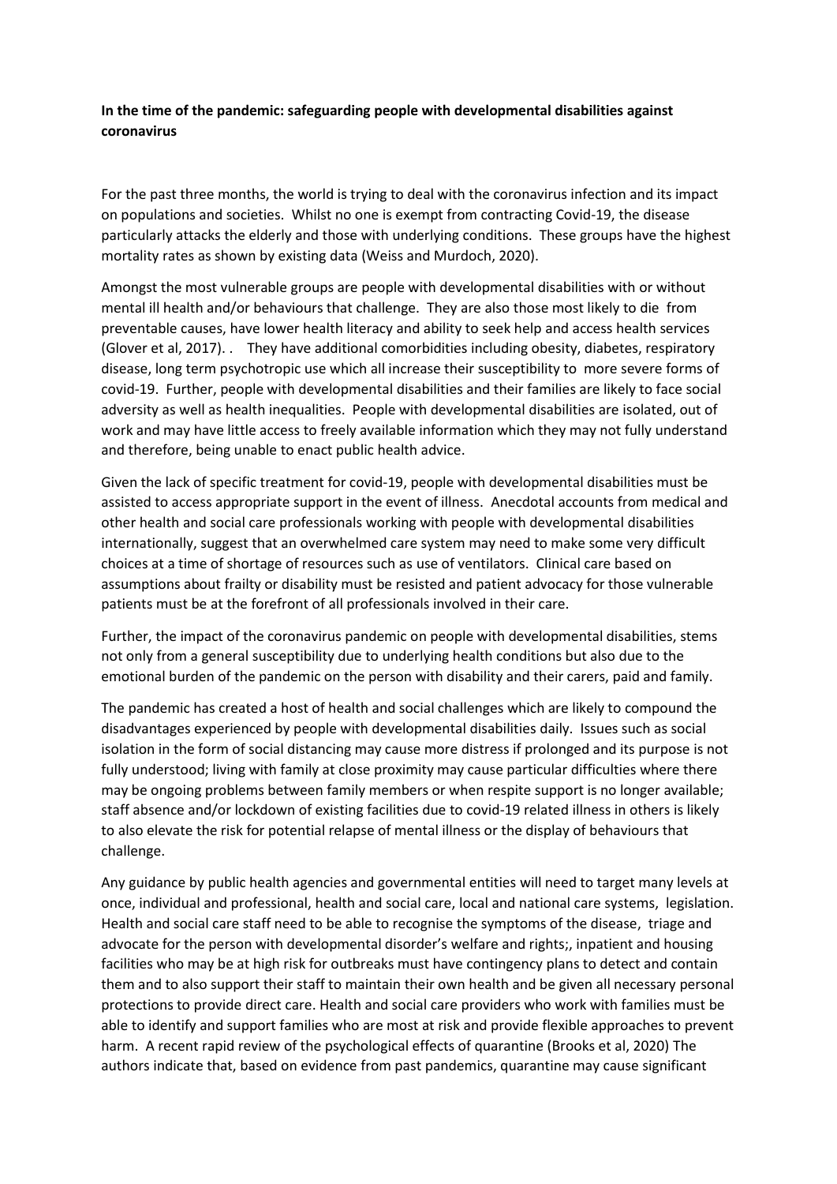**In the time of the pandemic: safeguarding people with developmental disabilities against coronavirus**

For the past three months, the world is trying to deal with the coronavirus infection and its impact on populations and societies. Whilst no one is exempt from contracting Covid-19, the disease particularly attacks the elderly and those with underlying conditions. These groups have the highest mortality rates as shown by existing data (Weiss and Murdoch, 2020).

Amongst the most vulnerable groups are people with developmental disabilities with or without mental ill health and/or behaviours that challenge. They are also those most likely to die from preventable causes, have lower health literacy and ability to seek help and access health services (Glover et al, 2017). . They have additional comorbidities including obesity, diabetes, respiratory disease, long term psychotropic use which all increase their susceptibility to more severe forms of covid-19. Further, people with developmental disabilities and their families are likely to face social adversity as well as health inequalities. People with developmental disabilities are isolated, out of work and may have little access to freely available information which they may not fully understand and therefore, being unable to enact public health advice.

Given the lack of specific treatment for covid-19, people with developmental disabilities must be assisted to access appropriate support in the event of illness. Anecdotal accounts from medical and other health and social care professionals working with people with developmental disabilities internationally, suggest that an overwhelmed care system may need to make some very difficult choices at a time of shortage of resources such as use of ventilators. Clinical care based on assumptions about frailty or disability must be resisted and patient advocacy for those vulnerable patients must be at the forefront of all professionals involved in their care.

Further, the impact of the coronavirus pandemic on people with developmental disabilities, stems not only from a general susceptibility due to underlying health conditions but also due to the emotional burden of the pandemic on the person with disability and their carers, paid and family.

The pandemic has created a host of health and social challenges which are likely to compound the disadvantages experienced by people with developmental disabilities daily. Issues such as social isolation in the form of social distancing may cause more distress if prolonged and its purpose is not fully understood; living with family at close proximity may cause particular difficulties where there may be ongoing problems between family members or when respite support is no longer available; staff absence and/or lockdown of existing facilities due to covid-19 related illness in others is likely to also elevate the risk for potential relapse of mental illness or the display of behaviours that challenge.

Any guidance by public health agencies and governmental entities will need to target many levels at once, individual and professional, health and social care, local and national care systems, legislation. Health and social care staff need to be able to recognise the symptoms of the disease, triage and advocate for the person with developmental disorder's welfare and rights;, inpatient and housing facilities who may be at high risk for outbreaks must have contingency plans to detect and contain them and to also support their staff to maintain their own health and be given all necessary personal protections to provide direct care. Health and social care providers who work with families must be able to identify and support families who are most at risk and provide flexible approaches to prevent harm. A recent rapid review of the psychological effects of quarantine (Brooks et al, 2020) The authors indicate that, based on evidence from past pandemics, quarantine may cause significant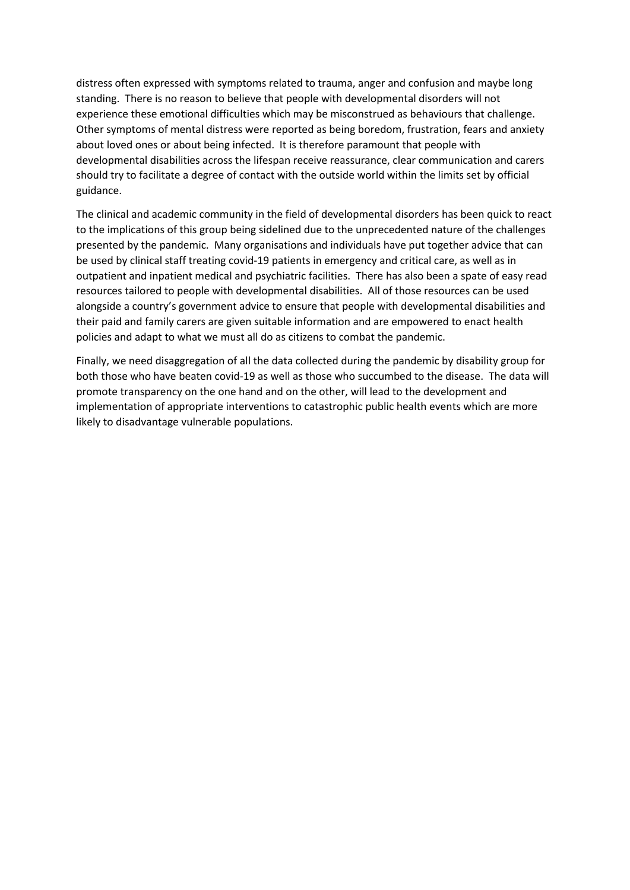distress often expressed with symptoms related to trauma, anger and confusion and maybe long standing. There is no reason to believe that people with developmental disorders will not experience these emotional difficulties which may be misconstrued as behaviours that challenge. Other symptoms of mental distress were reported as being boredom, frustration, fears and anxiety about loved ones or about being infected. It is therefore paramount that people with developmental disabilities across the lifespan receive reassurance, clear communication and carers should try to facilitate a degree of contact with the outside world within the limits set by official guidance.

The clinical and academic community in the field of developmental disorders has been quick to react to the implications of this group being sidelined due to the unprecedented nature of the challenges presented by the pandemic. Many organisations and individuals have put together advice that can be used by clinical staff treating covid-19 patients in emergency and critical care, as well as in outpatient and inpatient medical and psychiatric facilities. There has also been a spate of easy read resources tailored to people with developmental disabilities. All of those resources can be used alongside a country's government advice to ensure that people with developmental disabilities and their paid and family carers are given suitable information and are empowered to enact health policies and adapt to what we must all do as citizens to combat the pandemic.

Finally, we need disaggregation of all the data collected during the pandemic by disability group for both those who have beaten covid-19 as well as those who succumbed to the disease. The data will promote transparency on the one hand and on the other, will lead to the development and implementation of appropriate interventions to catastrophic public health events which are more likely to disadvantage vulnerable populations.